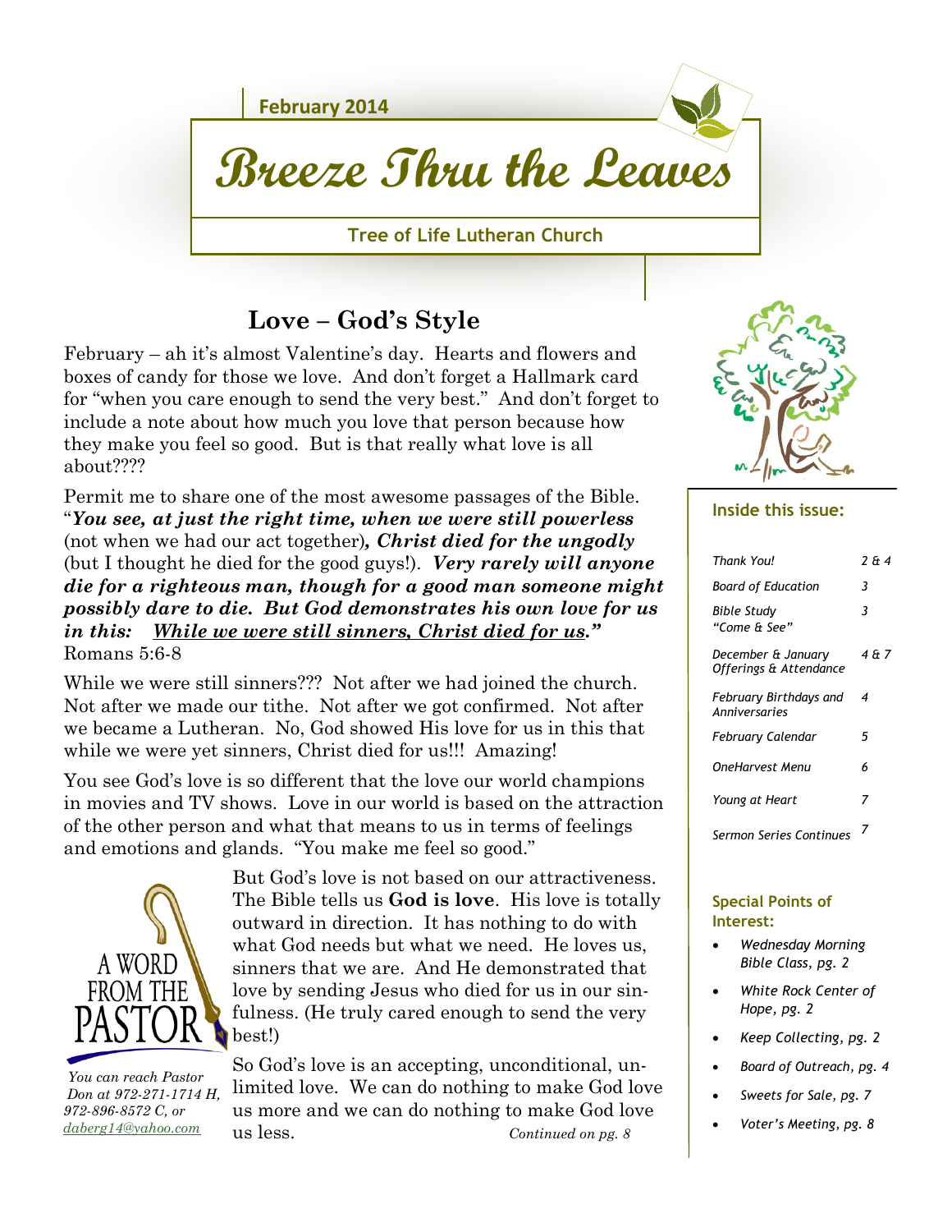February 2014

# Breeze Thru the Leaves

**Tree of Life Lutheran Church**

## Love – God's Style

February – ah it's almost Valentine's day. Hearts and flowers and boxes of candy for those we love. And don't forget a Hallmark card for "when you care enough to send the very best." And don't forget to include a note about how much you love that person because how they make you feel so good. But is that really what love is all about????

Permit me to share one of the most awesome passages of the Bible. "***You see, at just the right time, when we were still powerless*** (not when we had our act together)***, Christ died for the ungodly*** (but I thought he died for the good guys!). ***Very rarely will anyone die for a righteous man, though for a good man someone might possibly dare to die. But God demonstrates his own love for us in this: <u>While we were still sinners, Christ died for us</u>."*** Romans 5:6-8

While we were still sinners??? Not after we had joined the church. Not after we made our tithe. Not after we got confirmed. Not after we became a Lutheran. No, God showed His love for us in this that while we were yet sinners, Christ died for us!!! Amazing!

You see God's love is so different that the love our world champions in movies and TV shows. Love in our world is based on the attraction of the other person and what that means to us in terms of feelings and emotions and glands. "You make me feel so good."

A WORD FROM THE PASTOR

*You can reach Pastor Don at 972-271-1714 H, 972-896-8572 C, or daberg14@yahoo.com*

But God's love is not based on our attractiveness. The Bible tells us **God is love**. His love is totally outward in direction. It has nothing to do with what God needs but what we need. He loves us, sinners that we are. And He demonstrated that love by sending Jesus who died for us in our sinfulness. (He truly cared enough to send the very best!)

So God's love is an accepting, unconditional, unlimited love. We can do nothing to make God love us more and we can do nothing to make God love us less. *Continued on pg. 8*

### Inside this issue:

| | |
|---|---|
| *Thank You!* | *2 & 4* |
| *Board of Education* | *3* |
| *Bible Study "Come & See"* | *3* |
| *December & January Offerings & Attendance* | *4 & 7* |
| *February Birthdays and Anniversaries* | *4* |
| *February Calendar* | *5* |
| *OneHarvest Menu* | *6* |
| *Young at Heart* | *7* |
| *Sermon Series Continues* | *7* |

### Special Points of Interest:

- *Wednesday Morning Bible Class, pg. 2*
- *White Rock Center of Hope, pg. 2*
- *Keep Collecting, pg. 2*
- *Board of Outreach, pg. 4*
- *Sweets for Sale, pg. 7*
- *Voter's Meeting, pg. 8*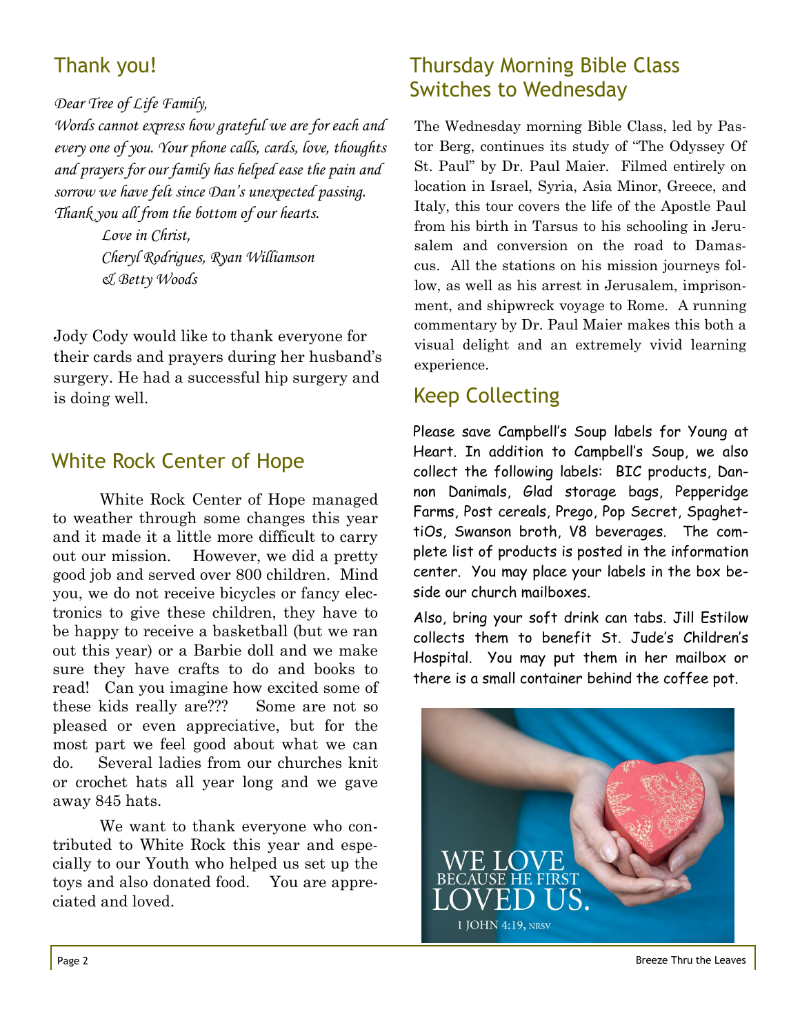## Thank you!

*Dear Tree of Life Family,*

*Words cannot express how grateful we are for each and every one of you. Your phone calls, cards, love, thoughts and prayers for our family has helped ease the pain and sorrow we have felt since Dan's unexpected passing. Thank you all from the bottom of our hearts.*

*Love in Christ,*
*Cheryl Rodrigues, Ryan Williamson*
*& Betty Woods*

Jody Cody would like to thank everyone for their cards and prayers during her husband's surgery. He had a successful hip surgery and is doing well.

## White Rock Center of Hope

White Rock Center of Hope managed to weather through some changes this year and it made it a little more difficult to carry out our mission. However, we did a pretty good job and served over 800 children. Mind you, we do not receive bicycles or fancy electronics to give these children, they have to be happy to receive a basketball (but we ran out this year) or a Barbie doll and we make sure they have crafts to do and books to read! Can you imagine how excited some of these kids really are??? Some are not so pleased or even appreciative, but for the most part we feel good about what we can do. Several ladies from our churches knit or crochet hats all year long and we gave away 845 hats.

We want to thank everyone who contributed to White Rock this year and especially to our Youth who helped us set up the toys and also donated food. You are appreciated and loved.

## Thursday Morning Bible Class Switches to Wednesday

The Wednesday morning Bible Class, led by Pastor Berg, continues its study of "The Odyssey Of St. Paul" by Dr. Paul Maier. Filmed entirely on location in Israel, Syria, Asia Minor, Greece, and Italy, this tour covers the life of the Apostle Paul from his birth in Tarsus to his schooling in Jerusalem and conversion on the road to Damascus. All the stations on his mission journeys follow, as well as his arrest in Jerusalem, imprisonment, and shipwreck voyage to Rome. A running commentary by Dr. Paul Maier makes this both a visual delight and an extremely vivid learning experience.

## Keep Collecting

Please save Campbell's Soup labels for Young at Heart. In addition to Campbell's Soup, we also collect the following labels: BIC products, Dannon Danimals, Glad storage bags, Pepperidge Farms, Post cereals, Prego, Pop Secret, SpaghettiOs, Swanson broth, V8 beverages. The complete list of products is posted in the information center. You may place your labels in the box beside our church mailboxes.

Also, bring your soft drink can tabs. Jill Estilow collects them to benefit St. Jude's Children's Hospital. You may put them in her mailbox or there is a small container behind the coffee pot.

WE LOVE BECAUSE HE FIRST LOVED US.
1 JOHN 4:19, NRSV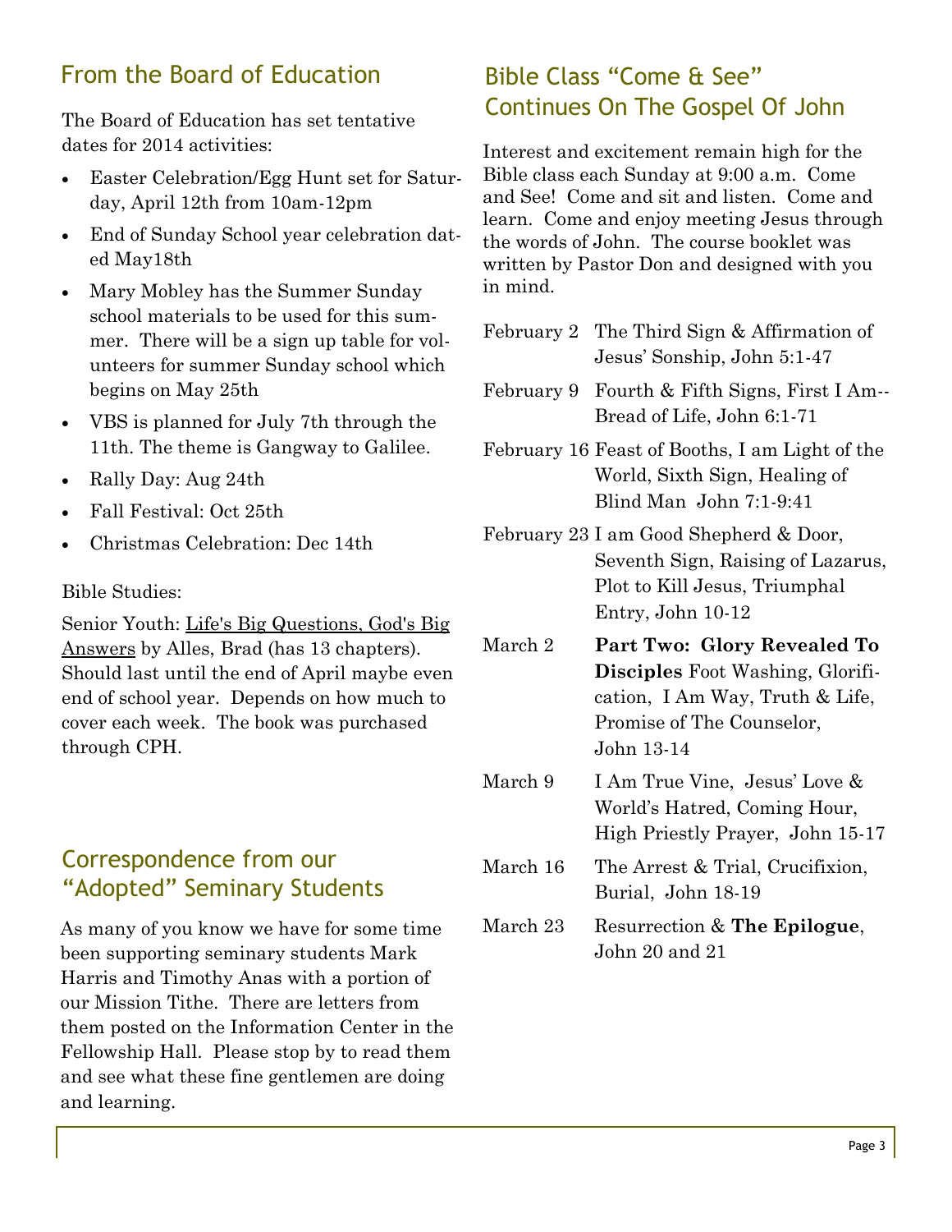## From the Board of Education

The Board of Education has set tentative dates for 2014 activities:

- Easter Celebration/Egg Hunt set for Saturday, April 12th from 10am-12pm
- End of Sunday School year celebration dated May18th
- Mary Mobley has the Summer Sunday school materials to be used for this summer. There will be a sign up table for volunteers for summer Sunday school which begins on May 25th
- VBS is planned for July 7th through the 11th. The theme is Gangway to Galilee.
- Rally Day: Aug 24th
- Fall Festival: Oct 25th
- Christmas Celebration: Dec 14th

Bible Studies:

Senior Youth: Life's Big Questions, God's Big Answers by Alles, Brad (has 13 chapters). Should last until the end of April maybe even end of school year. Depends on how much to cover each week. The book was purchased through CPH.

## Correspondence from our "Adopted" Seminary Students

As many of you know we have for some time been supporting seminary students Mark Harris and Timothy Anas with a portion of our Mission Tithe. There are letters from them posted on the Information Center in the Fellowship Hall. Please stop by to read them and see what these fine gentlemen are doing and learning.

## Bible Class "Come & See" Continues On The Gospel Of John

Interest and excitement remain high for the Bible class each Sunday at 9:00 a.m. Come and See! Come and sit and listen. Come and learn. Come and enjoy meeting Jesus through the words of John. The course booklet was written by Pastor Don and designed with you in mind.

February 2 The Third Sign & Affirmation of Jesus' Sonship, John 5:1-47

February 9 Fourth & Fifth Signs, First I Am--Bread of Life, John 6:1-71

February 16 Feast of Booths, I am Light of the World, Sixth Sign, Healing of Blind Man John 7:1-9:41

February 23 I am Good Shepherd & Door, Seventh Sign, Raising of Lazarus, Plot to Kill Jesus, Triumphal Entry, John 10-12

March 2 **Part Two: Glory Revealed To Disciples** Foot Washing, Glorification, I Am Way, Truth & Life, Promise of The Counselor, John 13-14

March 9 I Am True Vine, Jesus' Love & World's Hatred, Coming Hour, High Priestly Prayer, John 15-17

March 16 The Arrest & Trial, Crucifixion, Burial, John 18-19

March 23 Resurrection & **The Epilogue**, John 20 and 21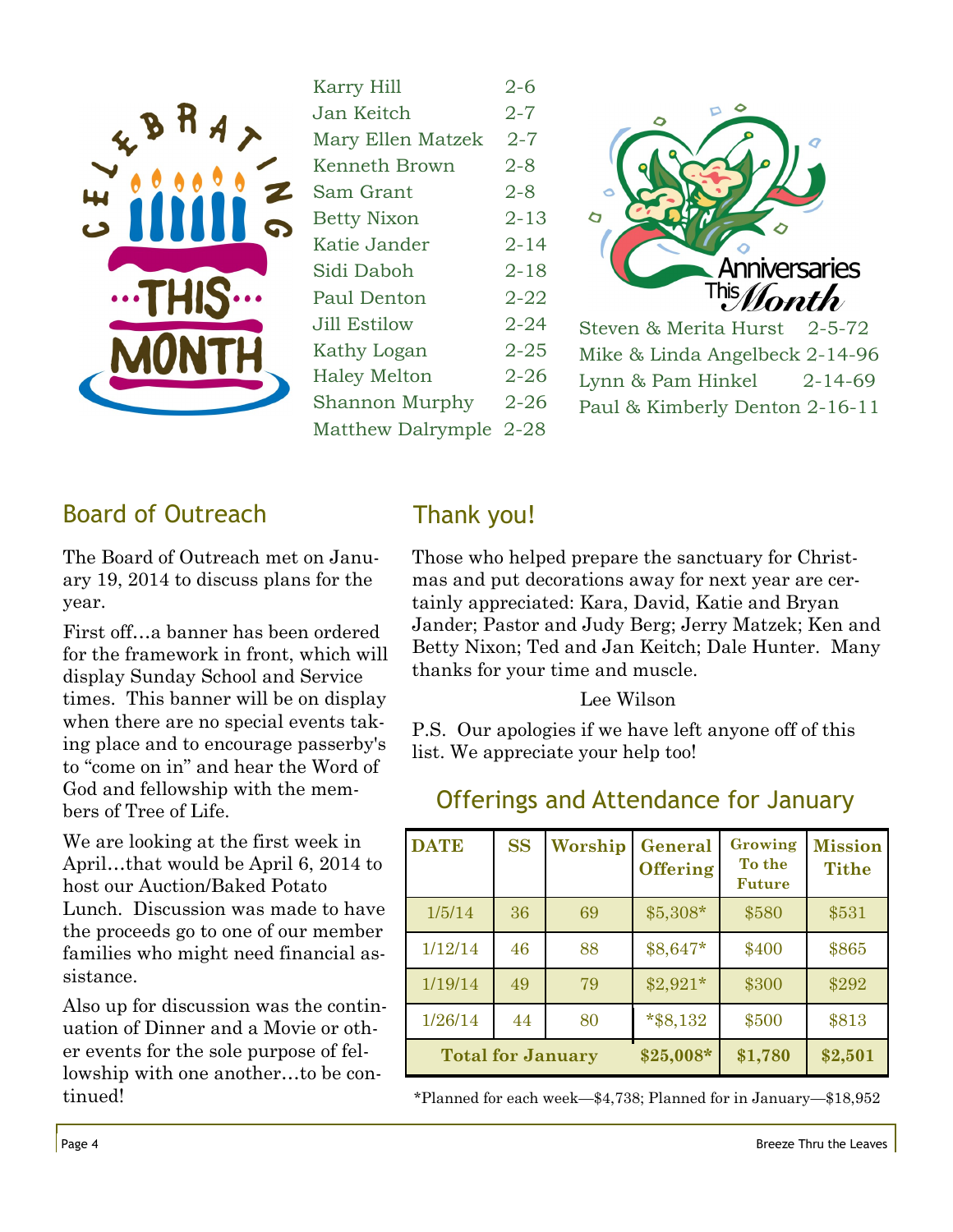## Celebrating This Month

| Name | Date |
|---|---|
| Karry Hill | 2-6 |
| Jan Keitch | 2-7 |
| Mary Ellen Matzek | 2-7 |
| Kenneth Brown | 2-8 |
| Sam Grant | 2-8 |
| Betty Nixon | 2-13 |
| Katie Jander | 2-14 |
| Sidi Daboh | 2-18 |
| Paul Denton | 2-22 |
| Jill Estilow | 2-24 |
| Kathy Logan | 2-25 |
| Haley Melton | 2-26 |
| Shannon Murphy | 2-26 |
| Matthew Dalrymple | 2-28 |

## Anniversaries This Month

| Names | Date |
|---|---|
| Steven & Merita Hurst | 2-5-72 |
| Mike & Linda Angelbeck | 2-14-96 |
| Lynn & Pam Hinkel | 2-14-69 |
| Paul & Kimberly Denton | 2-16-11 |

## Board of Outreach

The Board of Outreach met on January 19, 2014 to discuss plans for the year.

First off…a banner has been ordered for the framework in front, which will display Sunday School and Service times. This banner will be on display when there are no special events taking place and to encourage passerby's to "come on in" and hear the Word of God and fellowship with the members of Tree of Life.

We are looking at the first week in April…that would be April 6, 2014 to host our Auction/Baked Potato Lunch. Discussion was made to have the proceeds go to one of our member families who might need financial assistance.

Also up for discussion was the continuation of Dinner and a Movie or other events for the sole purpose of fellowship with one another…to be continued!

## Thank you!

Those who helped prepare the sanctuary for Christmas and put decorations away for next year are certainly appreciated: Kara, David, Katie and Bryan Jander; Pastor and Judy Berg; Jerry Matzek; Ken and Betty Nixon; Ted and Jan Keitch; Dale Hunter. Many thanks for your time and muscle.

Lee Wilson

P.S. Our apologies if we have left anyone off of this list. We appreciate your help too!

## Offerings and Attendance for January

| DATE | SS | Worship | General Offering | Growing To the Future | Mission Tithe |
|---|---|---|---|---|---|
| 1/5/14 | 36 | 69 | $5,308* | $580 | $531 |
| 1/12/14 | 46 | 88 | $8,647* | $400 | $865 |
| 1/19/14 | 49 | 79 | $2,921* | $300 | $292 |
| 1/26/14 | 44 | 80 | *$8,132 | $500 | $813 |
| **Total for January** | | | **$25,008*** | **$1,780** | **$2,501** |

*Planned for each week—$4,738; Planned for in January—$18,952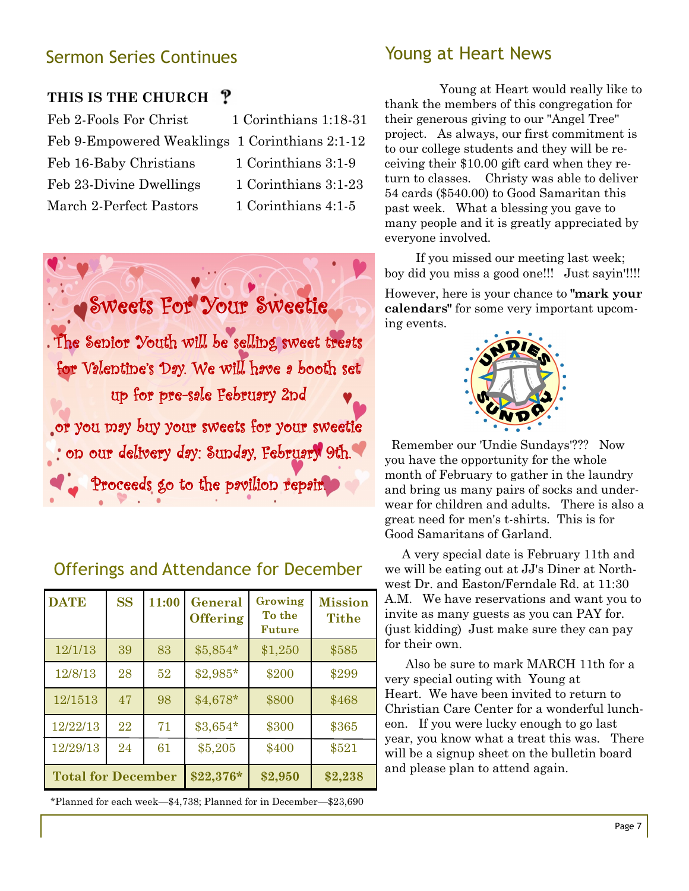## Sermon Series Continues

**THIS IS THE CHURCH ?**

Feb 2-Fools For Christ 1 Corinthians 1:18-31

Feb 9-Empowered Weaklings 1 Corinthians 2:1-12

Feb 16-Baby Christians 1 Corinthians 3:1-9

Feb 23-Divine Dwellings 1 Corinthians 3:1-23

March 2-Perfect Pastors 1 Corinthians 4:1-5

### Sweets For Your Sweetie

The Senior Youth will be selling sweet treats for Valentine's Day. We will have a booth set up for pre-sale February 2nd or you may buy your sweets for your sweetie on our delivery day: Sunday, February 9th. Proceeds go to the pavilion repair.

## Offerings and Attendance for December

| DATE | SS | 11:00 | General Offering | Growing To the Future | Mission Tithe |
|---|---|---|---|---|---|
| 12/1/13 | 39 | 83 | $5,854* | $1,250 | $585 |
| 12/8/13 | 28 | 52 | $2,985* | $200 | $299 |
| 12/1513 | 47 | 98 | $4,678* | $800 | $468 |
| 12/22/13 | 22 | 71 | $3,654* | $300 | $365 |
| 12/29/13 | 24 | 61 | $5,205 | $400 | $521 |
| **Total for December** | | | **$22,376*** | **$2,950** | **$2,238** |

*Planned for each week—$4,738; Planned for in December—$23,690

## Young at Heart News

Young at Heart would really like to thank the members of this congregation for their generous giving to our "Angel Tree" project. As always, our first commitment is to our college students and they will be receiving their $10.00 gift card when they return to classes. Christy was able to deliver 54 cards ($540.00) to Good Samaritan this past week. What a blessing you gave to many people and it is greatly appreciated by everyone involved.

If you missed our meeting last week; boy did you miss a good one!!! Just sayin'!!!!

However, here is your chance to **"mark your calendars"** for some very important upcoming events.

Remember our 'Undie Sundays'??? Now you have the opportunity for the whole month of February to gather in the laundry and bring us many pairs of socks and underwear for children and adults. There is also a great need for men's t-shirts. This is for Good Samaritans of Garland.

A very special date is February 11th and we will be eating out at JJ's Diner at Northwest Dr. and Easton/Ferndale Rd. at 11:30 A.M. We have reservations and want you to invite as many guests as you can PAY for. (just kidding) Just make sure they can pay for their own.

Also be sure to mark MARCH 11th for a very special outing with Young at Heart. We have been invited to return to Christian Care Center for a wonderful luncheon. If you were lucky enough to go last year, you know what a treat this was. There will be a signup sheet on the bulletin board and please plan to attend again.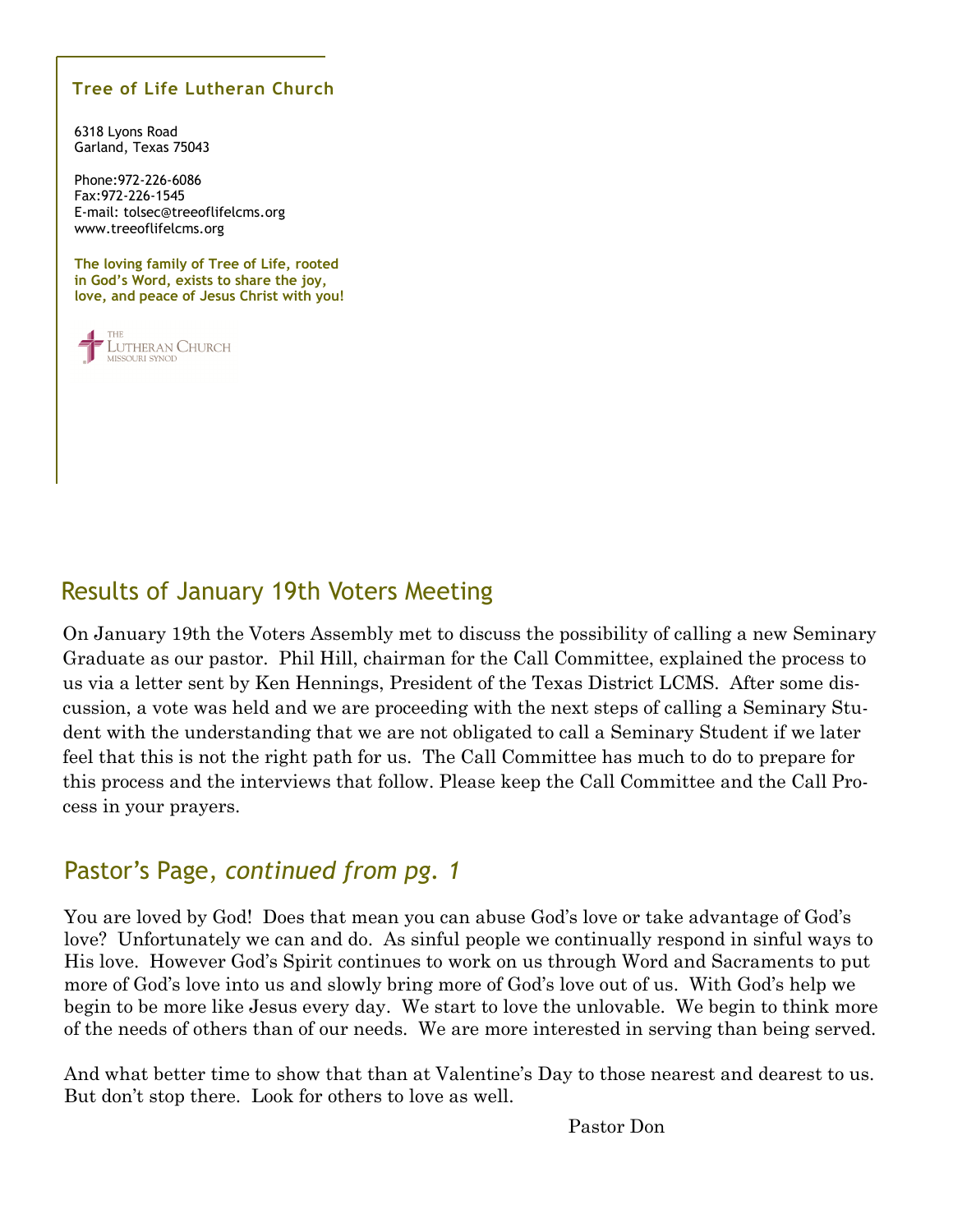**Tree of Life Lutheran Church**

6318 Lyons Road
Garland, Texas 75043

Phone:972-226-6086
Fax:972-226-1545
E-mail: tolsec@treeoflifelcms.org
www.treeoflifelcms.org

**The loving family of Tree of Life, rooted in God's Word, exists to share the joy, love, and peace of Jesus Christ with you!**

THE LUTHERAN CHURCH MISSOURI SYNOD

## Results of January 19th Voters Meeting

On January 19th the Voters Assembly met to discuss the possibility of calling a new Seminary Graduate as our pastor. Phil Hill, chairman for the Call Committee, explained the process to us via a letter sent by Ken Hennings, President of the Texas District LCMS. After some discussion, a vote was held and we are proceeding with the next steps of calling a Seminary Student with the understanding that we are not obligated to call a Seminary Student if we later feel that this is not the right path for us. The Call Committee has much to do to prepare for this process and the interviews that follow. Please keep the Call Committee and the Call Process in your prayers.

## Pastor's Page, *continued from pg. 1*

You are loved by God! Does that mean you can abuse God's love or take advantage of God's love? Unfortunately we can and do. As sinful people we continually respond in sinful ways to His love. However God's Spirit continues to work on us through Word and Sacraments to put more of God's love into us and slowly bring more of God's love out of us. With God's help we begin to be more like Jesus every day. We start to love the unlovable. We begin to think more of the needs of others than of our needs. We are more interested in serving than being served.

And what better time to show that than at Valentine's Day to those nearest and dearest to us. But don't stop there. Look for others to love as well.

Pastor Don